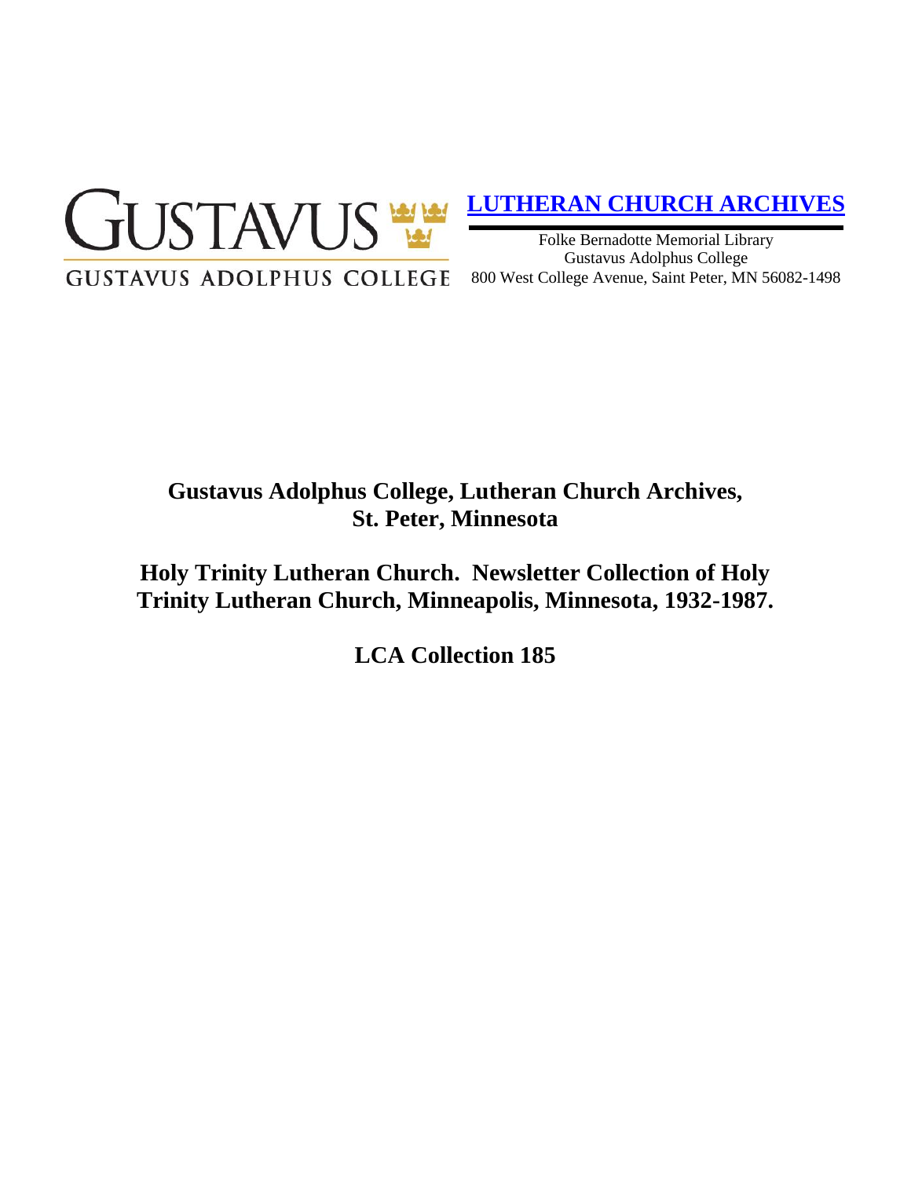GUSTAVUS

GUSTAVUS ADOLPHUS COLLEGE

**LUTHERAN CHURCH ARCHIVES**

Folke Bernadotte Memorial Library
Gustavus Adolphus College
800 West College Avenue, Saint Peter, MN 56082-1498

# Gustavus Adolphus College, Lutheran Church Archives, St. Peter, Minnesota

# Holy Trinity Lutheran Church. Newsletter Collection of Holy Trinity Lutheran Church, Minneapolis, Minnesota, 1932-1987.

# LCA Collection 185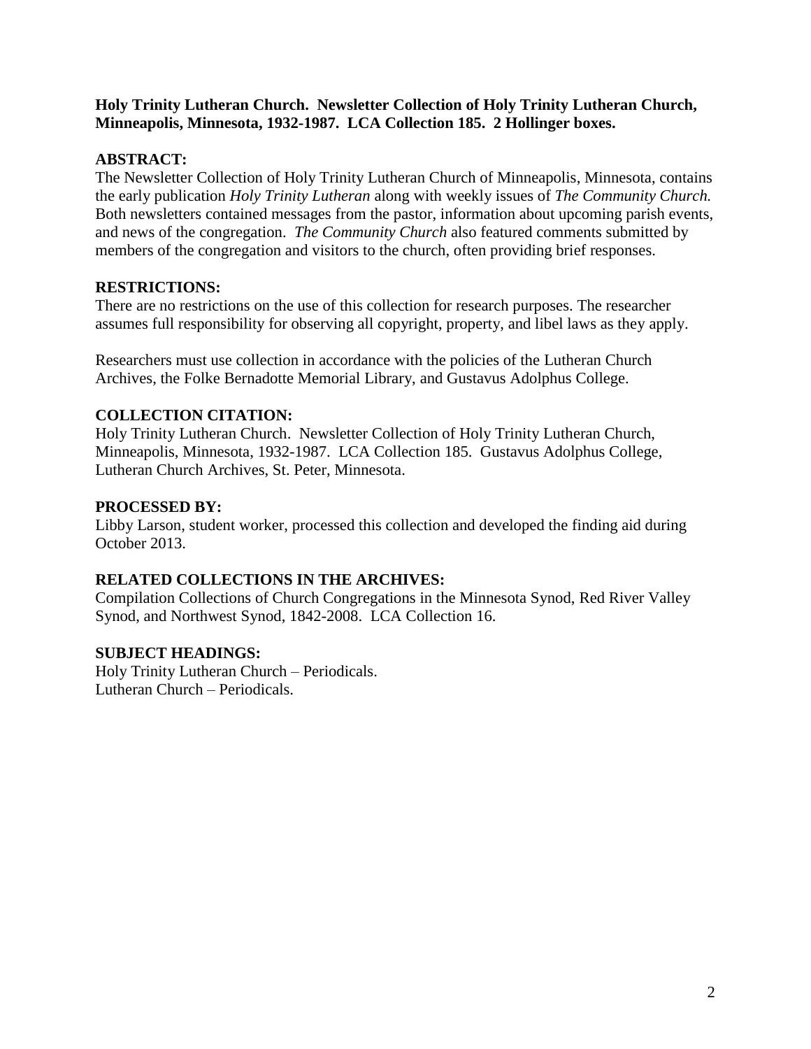**Holy Trinity Lutheran Church. Newsletter Collection of Holy Trinity Lutheran Church, Minneapolis, Minnesota, 1932-1987. LCA Collection 185. 2 Hollinger boxes.**

## ABSTRACT:

The Newsletter Collection of Holy Trinity Lutheran Church of Minneapolis, Minnesota, contains the early publication *Holy Trinity Lutheran* along with weekly issues of *The Community Church.* Both newsletters contained messages from the pastor, information about upcoming parish events, and news of the congregation. *The Community Church* also featured comments submitted by members of the congregation and visitors to the church, often providing brief responses.

## RESTRICTIONS:

There are no restrictions on the use of this collection for research purposes. The researcher assumes full responsibility for observing all copyright, property, and libel laws as they apply.

Researchers must use collection in accordance with the policies of the Lutheran Church Archives, the Folke Bernadotte Memorial Library, and Gustavus Adolphus College.

## COLLECTION CITATION:

Holy Trinity Lutheran Church. Newsletter Collection of Holy Trinity Lutheran Church, Minneapolis, Minnesota, 1932-1987. LCA Collection 185. Gustavus Adolphus College, Lutheran Church Archives, St. Peter, Minnesota.

## PROCESSED BY:

Libby Larson, student worker, processed this collection and developed the finding aid during October 2013.

## RELATED COLLECTIONS IN THE ARCHIVES:

Compilation Collections of Church Congregations in the Minnesota Synod, Red River Valley Synod, and Northwest Synod, 1842-2008. LCA Collection 16.

## SUBJECT HEADINGS:

Holy Trinity Lutheran Church – Periodicals.
Lutheran Church – Periodicals.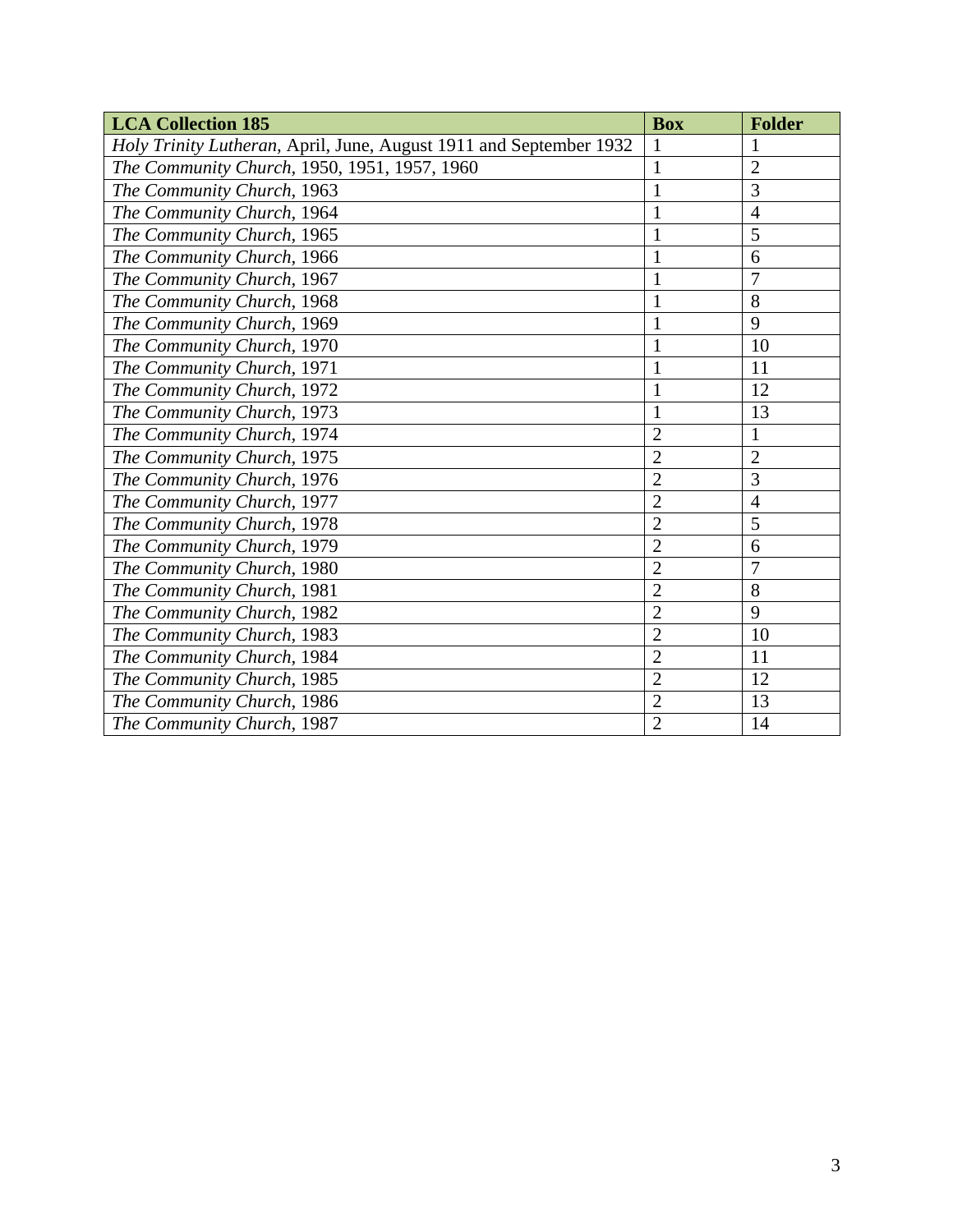| **LCA Collection 185** | **Box** | **Folder** |
| --- | --- | --- |
| *Holy Trinity Lutheran*, April, June, August 1911 and September 1932 | 1 | 1 |
| *The Community Church*, 1950, 1951, 1957, 1960 | 1 | 2 |
| *The Community Church*, 1963 | 1 | 3 |
| *The Community Church*, 1964 | 1 | 4 |
| *The Community Church*, 1965 | 1 | 5 |
| *The Community Church*, 1966 | 1 | 6 |
| *The Community Church*, 1967 | 1 | 7 |
| *The Community Church*, 1968 | 1 | 8 |
| *The Community Church*, 1969 | 1 | 9 |
| *The Community Church*, 1970 | 1 | 10 |
| *The Community Church*, 1971 | 1 | 11 |
| *The Community Church*, 1972 | 1 | 12 |
| *The Community Church*, 1973 | 1 | 13 |
| *The Community Church*, 1974 | 2 | 1 |
| *The Community Church*, 1975 | 2 | 2 |
| *The Community Church*, 1976 | 2 | 3 |
| *The Community Church*, 1977 | 2 | 4 |
| *The Community Church*, 1978 | 2 | 5 |
| *The Community Church*, 1979 | 2 | 6 |
| *The Community Church*, 1980 | 2 | 7 |
| *The Community Church*, 1981 | 2 | 8 |
| *The Community Church*, 1982 | 2 | 9 |
| *The Community Church*, 1983 | 2 | 10 |
| *The Community Church*, 1984 | 2 | 11 |
| *The Community Church*, 1985 | 2 | 12 |
| *The Community Church*, 1986 | 2 | 13 |
| *The Community Church*, 1987 | 2 | 14 |